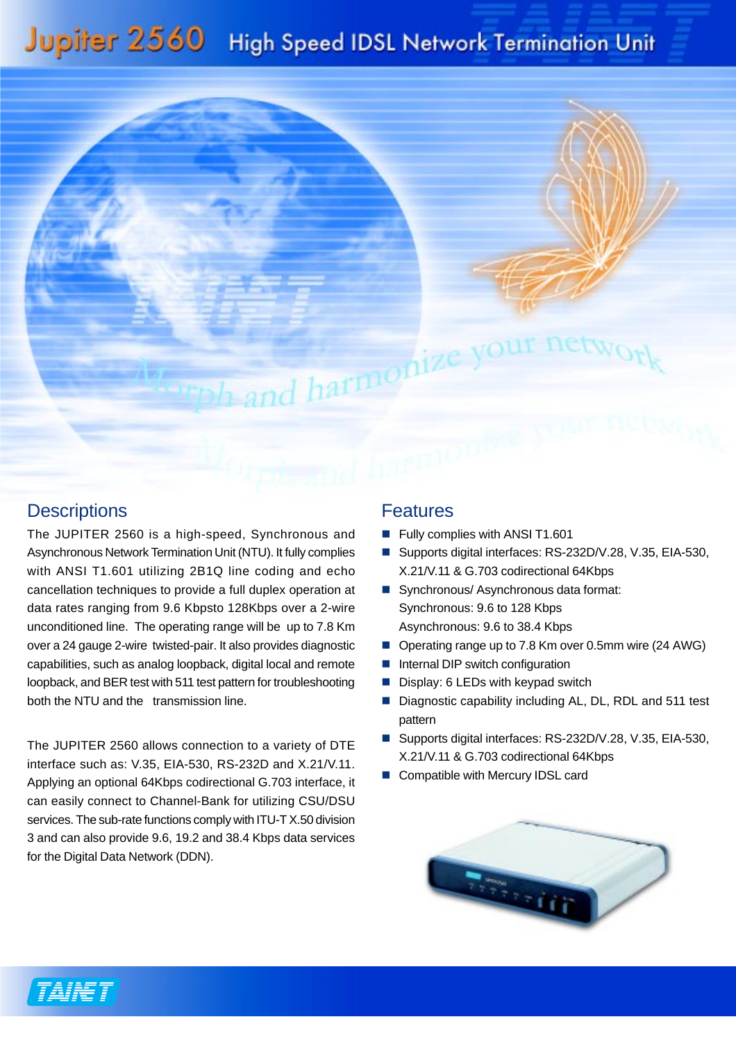# Jupiter 2560 High Speed IDSL Network Termination Unit

## Descriptions

The JUPITER 2560 is a high-speed, Synchronous and Asynchronous Network Termination Unit (NTU). It fully complies with ANSI T1.601 utilizing 2B1Q line coding and echo cancellation techniques to provide a full duplex operation at data rates ranging from 9.6 Kbpsto 128Kbps over a 2-wire unconditioned line. The operating range will be up to 7.8 Km over a 24 gauge 2-wire twisted-pair. It also provides diagnostic capabilities, such as analog loopback, digital local and remote loopback, and BER test with 511 test pattern for troubleshooting both the NTU and the transmission line.

The JUPITER 2560 allows connection to a variety of DTE interface such as: V.35, EIA-530, RS-232D and X.21/V.11. Applying an optional 64Kbps codirectional G.703 interface, it can easily connect to Channel-Bank for utilizing CSU/DSU services. The sub-rate functions comply with ITU-T X.50 division 3 and can also provide 9.6, 19.2 and 38.4 Kbps data services for the Digital Data Network (DDN).

## Features

- Fully complies with ANSI T1.601
- Supports digital interfaces: RS-232D/V.28, V.35, EIA-530, X.21/V.11 & G.703 codirectional 64Kbps
- Synchronous/ Asynchronous data format:
  Synchronous: 9.6 to 128 Kbps
  Asynchronous: 9.6 to 38.4 Kbps
- Operating range up to 7.8 Km over 0.5mm wire (24 AWG)
- Internal DIP switch configuration
- Display: 6 LEDs with keypad switch
- Diagnostic capability including AL, DL, RDL and 511 test pattern
- Supports digital interfaces: RS-232D/V.28, V.35, EIA-530, X.21/V.11 & G.703 codirectional 64Kbps
- Compatible with Mercury IDSL card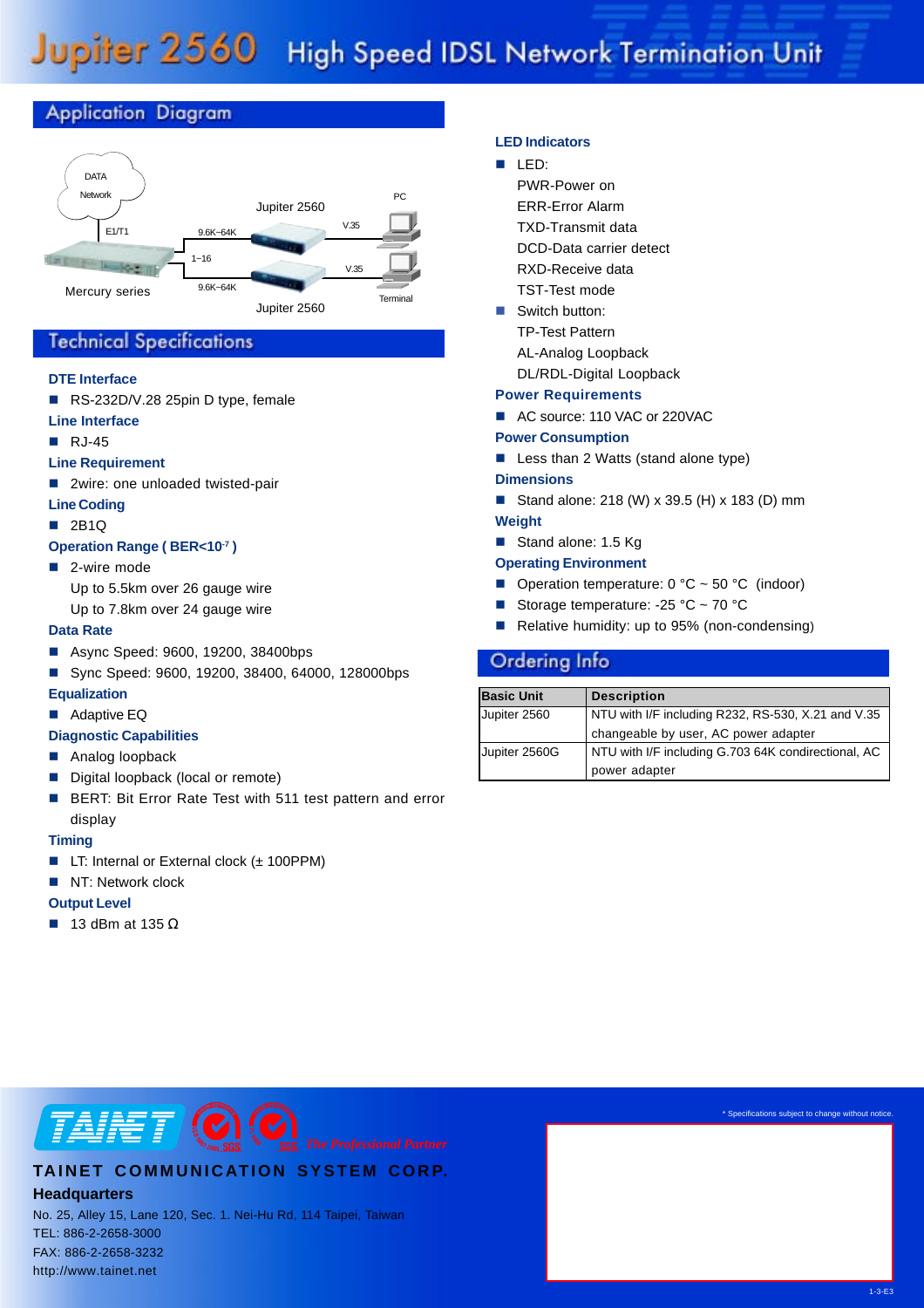# Jupiter 2560 High Speed IDSL Network Termination Unit

## Application Diagram

DATA Network

E1/T1

Mercury series

9.6K~64K

1~16

9.6K~64K

Jupiter 2560

V.35

V.35

PC

Terminal

Jupiter 2560

## Technical Specifications

### DTE Interface

- RS-232D/V.28 25pin D type, female

### Line Interface

- RJ-45

### Line Requirement

- 2wire: one unloaded twisted-pair

### Line Coding

- 2B1Q

### Operation Range ( BER<$10^{-7}$ )

- 2-wire mode
  Up to 5.5km over 26 gauge wire
  Up to 7.8km over 24 gauge wire

### Data Rate

- Async Speed: 9600, 19200, 38400bps
- Sync Speed: 9600, 19200, 38400, 64000, 128000bps

### Equalization

- Adaptive EQ

### Diagnostic Capabilities

- Analog loopback
- Digital loopback (local or remote)
- BERT: Bit Error Rate Test with 511 test pattern and error display

### Timing

- LT: Internal or External clock (± 100PPM)
- NT: Network clock

### Output Level

- 13 dBm at 135 Ω

### LED Indicators

- LED:
  PWR-Power on
  ERR-Error Alarm
  TXD-Transmit data
  DCD-Data carrier detect
  RXD-Receive data
  TST-Test mode
- Switch button:
  TP-Test Pattern
  AL-Analog Loopback
  DL/RDL-Digital Loopback

### Power Requirements

- AC source: 110 VAC or 220VAC

### Power Consumption

- Less than 2 Watts (stand alone type)

### Dimensions

- Stand alone: 218 (W) x 39.5 (H) x 183 (D) mm

### Weight

- Stand alone: 1.5 Kg

### Operating Environment

- Operation temperature: 0 °C ~ 50 °C (indoor)
- Storage temperature: -25 °C ~ 70 °C
- Relative humidity: up to 95% (non-condensing)

## Ordering Info

| Basic Unit | Description |
|---|---|
| Jupiter 2560 | NTU with I/F including R232, RS-530, X.21 and V.35 changeable by user, AC power adapter |
| Jupiter 2560G | NTU with I/F including G.703 64K condirectional, AC power adapter |

TAINET *The Professional Partner*

**TAINET COMMUNICATION SYSTEM CORP.**

**Headquarters**

No. 25, Alley 15, Lane 120, Sec. 1. Nei-Hu Rd, 114 Taipei, Taiwan
TEL: 886-2-2658-3000
FAX: 886-2-2658-3232
http://www.tainet.net

* Specifications subject to change without notice.